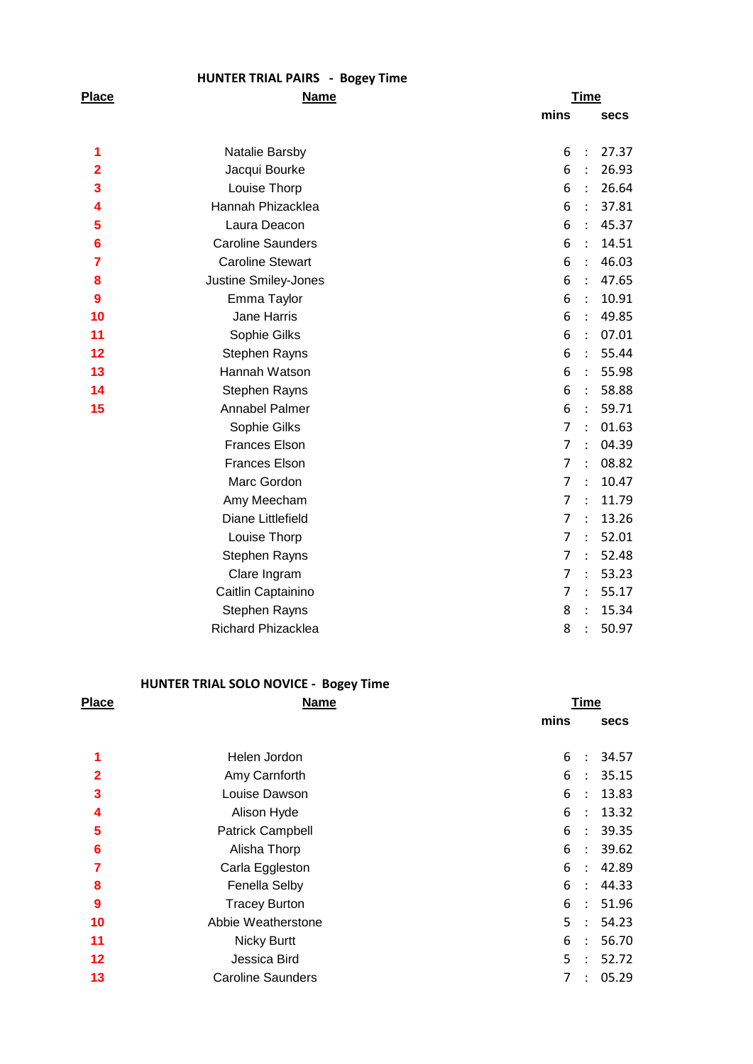## HUNTER TRIAL PAIRS - Bogey Time

| Place | Name | Time | | |
|---|---|---|---|---|
| | | mins | | secs |
| 1 | Natalie Barsby | 6 | : | 27.37 |
| 2 | Jacqui Bourke | 6 | : | 26.93 |
| 3 | Louise Thorp | 6 | : | 26.64 |
| 4 | Hannah Phizacklea | 6 | : | 37.81 |
| 5 | Laura Deacon | 6 | : | 45.37 |
| 6 | Caroline Saunders | 6 | : | 14.51 |
| 7 | Caroline Stewart | 6 | : | 46.03 |
| 8 | Justine Smiley-Jones | 6 | : | 47.65 |
| 9 | Emma Taylor | 6 | : | 10.91 |
| 10 | Jane Harris | 6 | : | 49.85 |
| 11 | Sophie Gilks | 6 | : | 07.01 |
| 12 | Stephen Rayns | 6 | : | 55.44 |
| 13 | Hannah Watson | 6 | : | 55.98 |
| 14 | Stephen Rayns | 6 | : | 58.88 |
| 15 | Annabel Palmer | 6 | : | 59.71 |
| | Sophie Gilks | 7 | : | 01.63 |
| | Frances Elson | 7 | : | 04.39 |
| | Frances Elson | 7 | : | 08.82 |
| | Marc Gordon | 7 | : | 10.47 |
| | Amy Meecham | 7 | : | 11.79 |
| | Diane Littlefield | 7 | : | 13.26 |
| | Louise Thorp | 7 | : | 52.01 |
| | Stephen Rayns | 7 | : | 52.48 |
| | Clare Ingram | 7 | : | 53.23 |
| | Caitlin Captainino | 7 | : | 55.17 |
| | Stephen Rayns | 8 | : | 15.34 |
| | Richard Phizacklea | 8 | : | 50.97 |

## HUNTER TRIAL SOLO NOVICE - Bogey Time

| Place | Name | Time | | |
|---|---|---|---|---|
| | | mins | | secs |
| 1 | Helen Jordon | 6 | : | 34.57 |
| 2 | Amy Carnforth | 6 | : | 35.15 |
| 3 | Louise Dawson | 6 | : | 13.83 |
| 4 | Alison Hyde | 6 | : | 13.32 |
| 5 | Patrick Campbell | 6 | : | 39.35 |
| 6 | Alisha Thorp | 6 | : | 39.62 |
| 7 | Carla Eggleston | 6 | : | 42.89 |
| 8 | Fenella Selby | 6 | : | 44.33 |
| 9 | Tracey Burton | 6 | : | 51.96 |
| 10 | Abbie Weatherstone | 5 | : | 54.23 |
| 11 | Nicky Burtt | 6 | : | 56.70 |
| 12 | Jessica Bird | 5 | : | 52.72 |
| 13 | Caroline Saunders | 7 | : | 05.29 |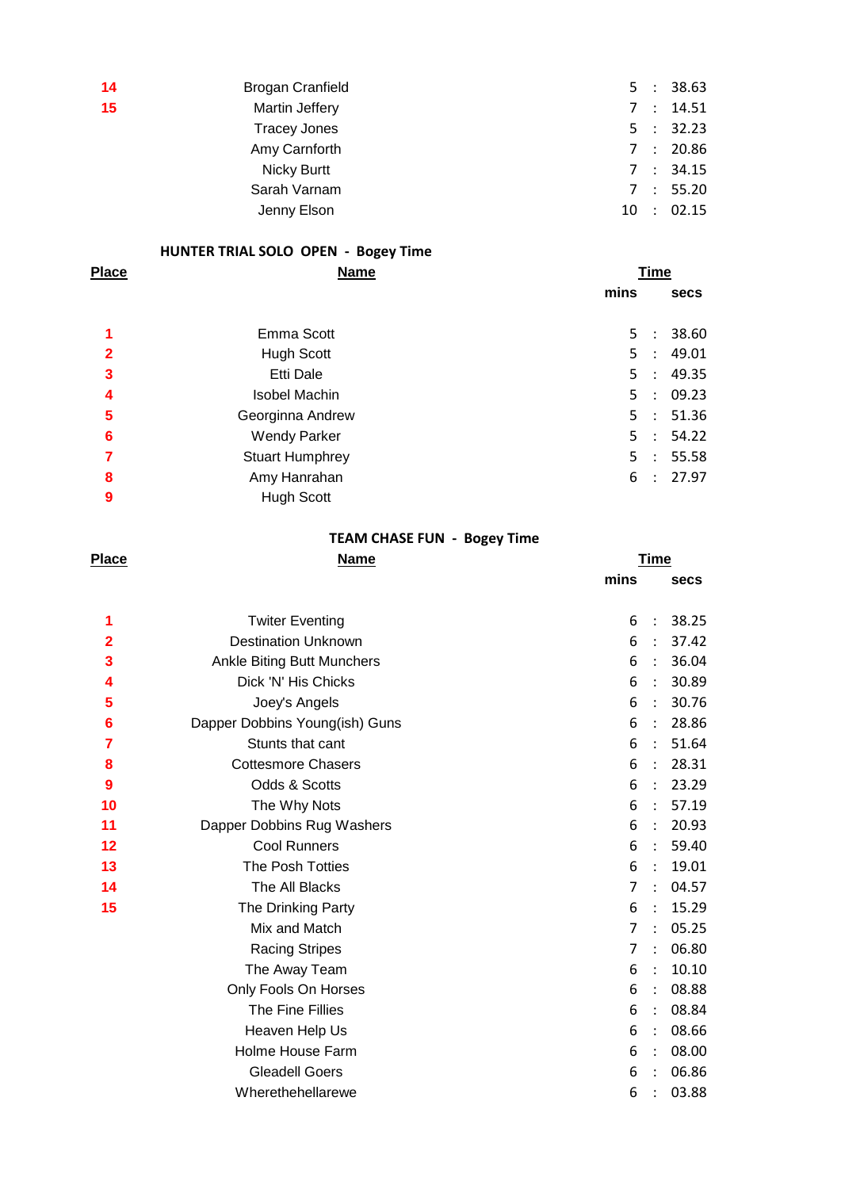| Place | Name | mins | | secs |
|---|---|---|---|---|
| 14 | Brogan Cranfield | 5 | : | 38.63 |
| 15 | Martin Jeffery | 7 | : | 14.51 |
| | Tracey Jones | 5 | : | 32.23 |
| | Amy Carnforth | 7 | : | 20.86 |
| | Nicky Burtt | 7 | : | 34.15 |
| | Sarah Varnam | 7 | : | 55.20 |
| | Jenny Elson | 10 | : | 02.15 |

## HUNTER TRIAL SOLO OPEN - Bogey Time

| Place | Name | Time (mins) | | Time (secs) |
|---|---|---|---|---|
| 1 | Emma Scott | 5 | : | 38.60 |
| 2 | Hugh Scott | 5 | : | 49.01 |
| 3 | Etti Dale | 5 | : | 49.35 |
| 4 | Isobel Machin | 5 | : | 09.23 |
| 5 | Georginna Andrew | 5 | : | 51.36 |
| 6 | Wendy Parker | 5 | : | 54.22 |
| 7 | Stuart Humphrey | 5 | : | 55.58 |
| 8 | Amy Hanrahan | 6 | : | 27.97 |
| 9 | Hugh Scott | | | |

## TEAM CHASE FUN - Bogey Time

| Place | Name | Time (mins) | | Time (secs) |
|---|---|---|---|---|
| 1 | Twiter Eventing | 6 | : | 38.25 |
| 2 | Destination Unknown | 6 | : | 37.42 |
| 3 | Ankle Biting Butt Munchers | 6 | : | 36.04 |
| 4 | Dick 'N' His Chicks | 6 | : | 30.89 |
| 5 | Joey's Angels | 6 | : | 30.76 |
| 6 | Dapper Dobbins Young(ish) Guns | 6 | : | 28.86 |
| 7 | Stunts that cant | 6 | : | 51.64 |
| 8 | Cottesmore Chasers | 6 | : | 28.31 |
| 9 | Odds & Scotts | 6 | : | 23.29 |
| 10 | The Why Nots | 6 | : | 57.19 |
| 11 | Dapper Dobbins Rug Washers | 6 | : | 20.93 |
| 12 | Cool Runners | 6 | : | 59.40 |
| 13 | The Posh Totties | 6 | : | 19.01 |
| 14 | The All Blacks | 7 | : | 04.57 |
| 15 | The Drinking Party | 6 | : | 15.29 |
| | Mix and Match | 7 | : | 05.25 |
| | Racing Stripes | 7 | : | 06.80 |
| | The Away Team | 6 | : | 10.10 |
| | Only Fools On Horses | 6 | : | 08.88 |
| | The Fine Fillies | 6 | : | 08.84 |
| | Heaven Help Us | 6 | : | 08.66 |
| | Holme House Farm | 6 | : | 08.00 |
| | Gleadell Goers | 6 | : | 06.86 |
| | Wherethehellarewe | 6 | : | 03.88 |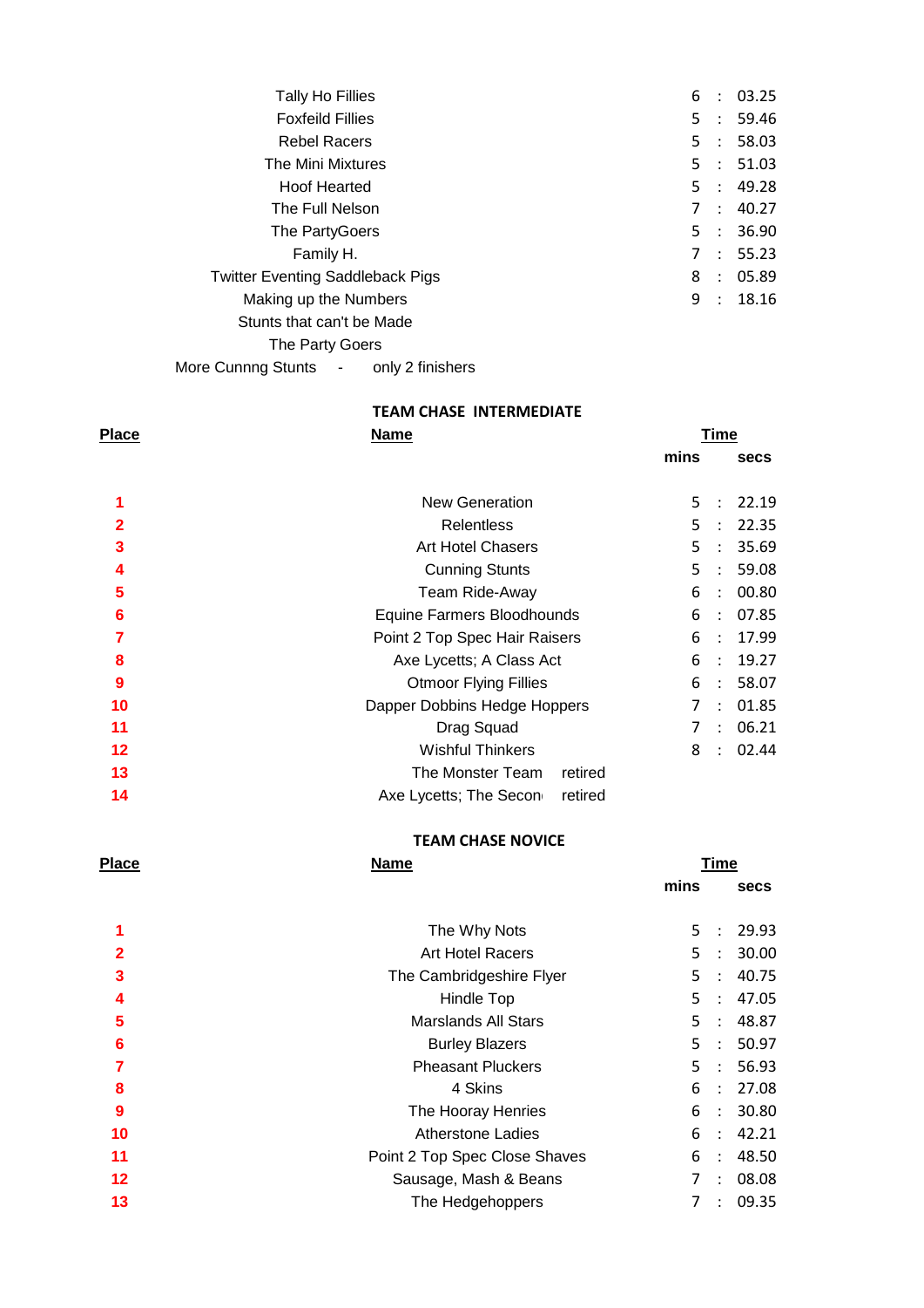| Name | mins | | secs |
|---|---|---|---|
| Tally Ho Fillies | 6 | : | 03.25 |
| Foxfeild Fillies | 5 | : | 59.46 |
| Rebel Racers | 5 | : | 58.03 |
| The Mini Mixtures | 5 | : | 51.03 |
| Hoof Hearted | 5 | : | 49.28 |
| The Full Nelson | 7 | : | 40.27 |
| The PartyGoers | 5 | : | 36.90 |
| Family H. | 7 | : | 55.23 |
| Twitter Eventing Saddleback Pigs | 8 | : | 05.89 |
| Making up the Numbers | 9 | : | 18.16 |
| Stunts that can't be Made | | | |
| The Party Goers | | | |
| More Cunnng Stunts - only 2 finishers | | | |

## TEAM CHASE INTERMEDIATE

| Place | Name | | Time mins | | secs |
|---|---|---|---|---|---|
| 1 | New Generation | | 5 | : | 22.19 |
| 2 | Relentless | | 5 | : | 22.35 |
| 3 | Art Hotel Chasers | | 5 | : | 35.69 |
| 4 | Cunning Stunts | | 5 | : | 59.08 |
| 5 | Team Ride-Away | | 6 | : | 00.80 |
| 6 | Equine Farmers Bloodhounds | | 6 | : | 07.85 |
| 7 | Point 2 Top Spec Hair Raisers | | 6 | : | 17.99 |
| 8 | Axe Lycetts; A Class Act | | 6 | : | 19.27 |
| 9 | Otmoor Flying Fillies | | 6 | : | 58.07 |
| 10 | Dapper Dobbins Hedge Hoppers | | 7 | : | 01.85 |
| 11 | Drag Squad | | 7 | : | 06.21 |
| 12 | Wishful Thinkers | | 8 | : | 02.44 |
| 13 | The Monster Team | retired | | | |
| 14 | Axe Lycetts; The Secon | retired | | | |

## TEAM CHASE NOVICE

| Place | Name | Time mins | | secs |
|---|---|---|---|---|
| 1 | The Why Nots | 5 | : | 29.93 |
| 2 | Art Hotel Racers | 5 | : | 30.00 |
| 3 | The Cambridgeshire Flyer | 5 | : | 40.75 |
| 4 | Hindle Top | 5 | : | 47.05 |
| 5 | Marslands All Stars | 5 | : | 48.87 |
| 6 | Burley Blazers | 5 | : | 50.97 |
| 7 | Pheasant Pluckers | 5 | : | 56.93 |
| 8 | 4 Skins | 6 | : | 27.08 |
| 9 | The Hooray Henries | 6 | : | 30.80 |
| 10 | Atherstone Ladies | 6 | : | 42.21 |
| 11 | Point 2 Top Spec Close Shaves | 6 | : | 48.50 |
| 12 | Sausage, Mash & Beans | 7 | : | 08.08 |
| 13 | The Hedgehoppers | 7 | : | 09.35 |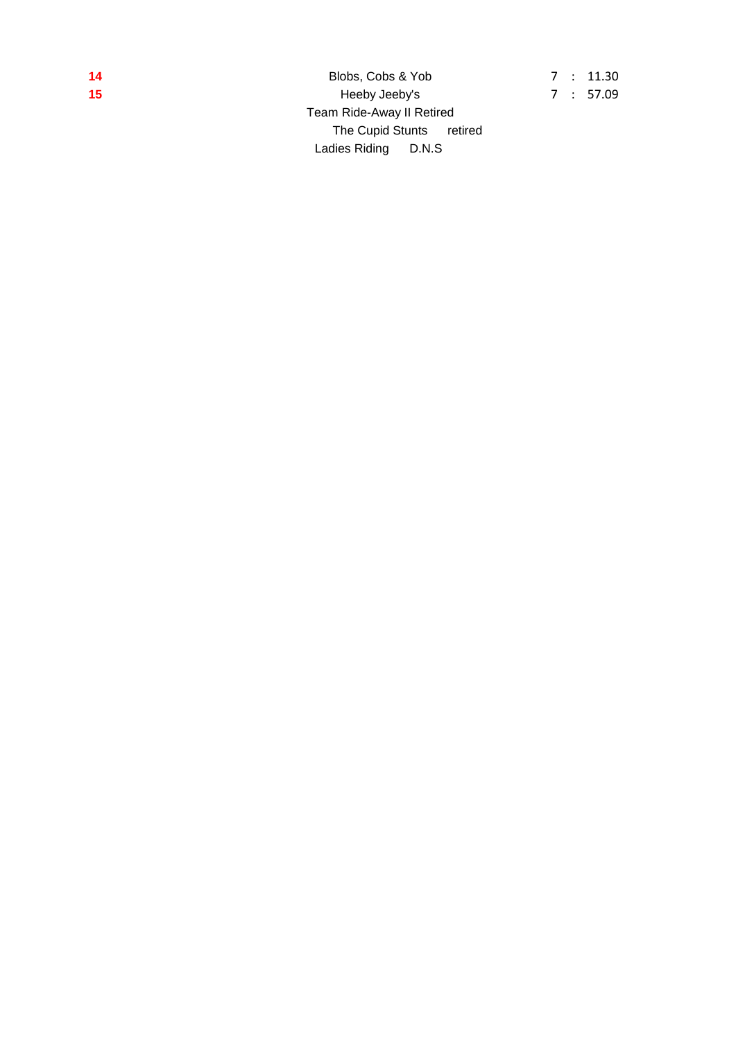| | | |
|---|---|---|
| 14 | Blobs, Cobs & Yob | 7 : 11.30 |
| 15 | Heeby Jeeby's | 7 : 57.09 |
| | Team Ride-Away II Retired | |
| | The Cupid Stunts retired | |
| | Ladies Riding D.N.S | |